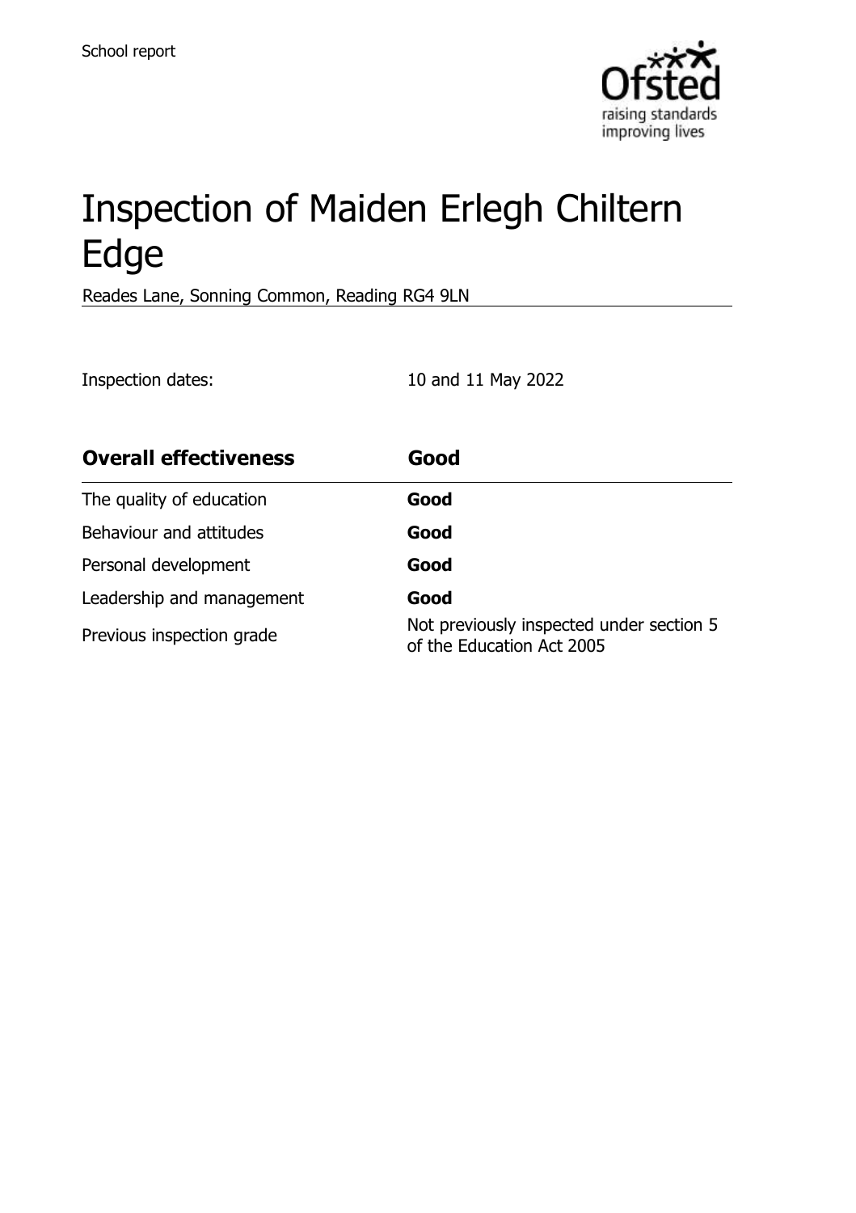School report

# Inspection of Maiden Erlegh Chiltern Edge

Reades Lane, Sonning Common, Reading RG4 9LN

Inspection dates: 10 and 11 May 2022

| **Overall effectiveness** | **Good** |
|---|---|
| The quality of education | **Good** |
| Behaviour and attitudes | **Good** |
| Personal development | **Good** |
| Leadership and management | **Good** |
| Previous inspection grade | Not previously inspected under section 5 of the Education Act 2005 |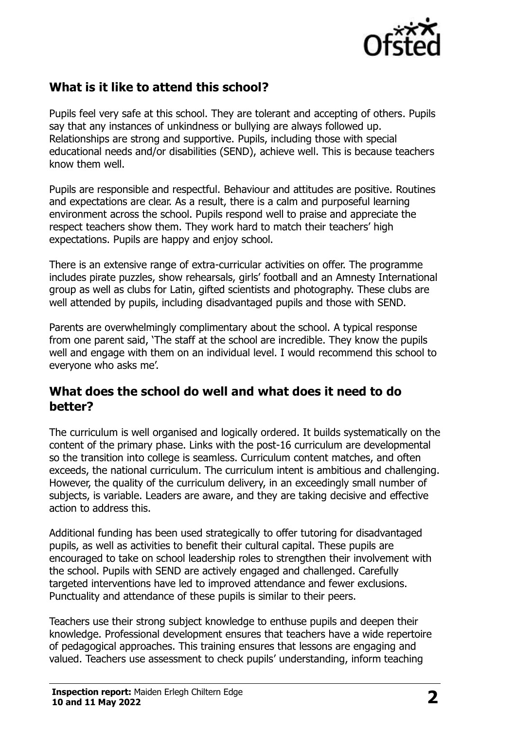## What is it like to attend this school?

Pupils feel very safe at this school. They are tolerant and accepting of others. Pupils say that any instances of unkindness or bullying are always followed up. Relationships are strong and supportive. Pupils, including those with special educational needs and/or disabilities (SEND), achieve well. This is because teachers know them well.

Pupils are responsible and respectful. Behaviour and attitudes are positive. Routines and expectations are clear. As a result, there is a calm and purposeful learning environment across the school. Pupils respond well to praise and appreciate the respect teachers show them. They work hard to match their teachers' high expectations. Pupils are happy and enjoy school.

There is an extensive range of extra-curricular activities on offer. The programme includes pirate puzzles, show rehearsals, girls' football and an Amnesty International group as well as clubs for Latin, gifted scientists and photography. These clubs are well attended by pupils, including disadvantaged pupils and those with SEND.

Parents are overwhelmingly complimentary about the school. A typical response from one parent said, 'The staff at the school are incredible. They know the pupils well and engage with them on an individual level. I would recommend this school to everyone who asks me'.

## What does the school do well and what does it need to do better?

The curriculum is well organised and logically ordered. It builds systematically on the content of the primary phase. Links with the post-16 curriculum are developmental so the transition into college is seamless. Curriculum content matches, and often exceeds, the national curriculum. The curriculum intent is ambitious and challenging. However, the quality of the curriculum delivery, in an exceedingly small number of subjects, is variable. Leaders are aware, and they are taking decisive and effective action to address this.

Additional funding has been used strategically to offer tutoring for disadvantaged pupils, as well as activities to benefit their cultural capital. These pupils are encouraged to take on school leadership roles to strengthen their involvement with the school. Pupils with SEND are actively engaged and challenged. Carefully targeted interventions have led to improved attendance and fewer exclusions. Punctuality and attendance of these pupils is similar to their peers.

Teachers use their strong subject knowledge to enthuse pupils and deepen their knowledge. Professional development ensures that teachers have a wide repertoire of pedagogical approaches. This training ensures that lessons are engaging and valued. Teachers use assessment to check pupils' understanding, inform teaching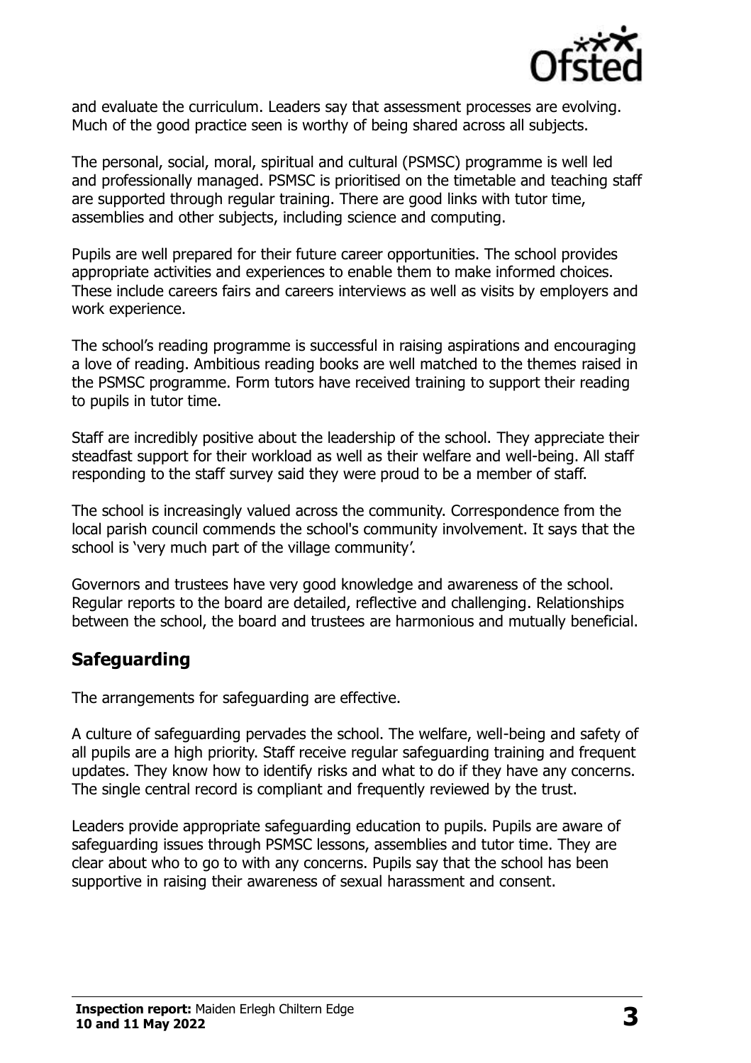and evaluate the curriculum. Leaders say that assessment processes are evolving. Much of the good practice seen is worthy of being shared across all subjects.

The personal, social, moral, spiritual and cultural (PSMSC) programme is well led and professionally managed. PSMSC is prioritised on the timetable and teaching staff are supported through regular training. There are good links with tutor time, assemblies and other subjects, including science and computing.

Pupils are well prepared for their future career opportunities. The school provides appropriate activities and experiences to enable them to make informed choices. These include careers fairs and careers interviews as well as visits by employers and work experience.

The school's reading programme is successful in raising aspirations and encouraging a love of reading. Ambitious reading books are well matched to the themes raised in the PSMSC programme. Form tutors have received training to support their reading to pupils in tutor time.

Staff are incredibly positive about the leadership of the school. They appreciate their steadfast support for their workload as well as their welfare and well-being. All staff responding to the staff survey said they were proud to be a member of staff.

The school is increasingly valued across the community. Correspondence from the local parish council commends the school's community involvement. It says that the school is 'very much part of the village community'.

Governors and trustees have very good knowledge and awareness of the school. Regular reports to the board are detailed, reflective and challenging. Relationships between the school, the board and trustees are harmonious and mutually beneficial.

## Safeguarding

The arrangements for safeguarding are effective.

A culture of safeguarding pervades the school. The welfare, well-being and safety of all pupils are a high priority. Staff receive regular safeguarding training and frequent updates. They know how to identify risks and what to do if they have any concerns. The single central record is compliant and frequently reviewed by the trust.

Leaders provide appropriate safeguarding education to pupils. Pupils are aware of safeguarding issues through PSMSC lessons, assemblies and tutor time. They are clear about who to go to with any concerns. Pupils say that the school has been supportive in raising their awareness of sexual harassment and consent.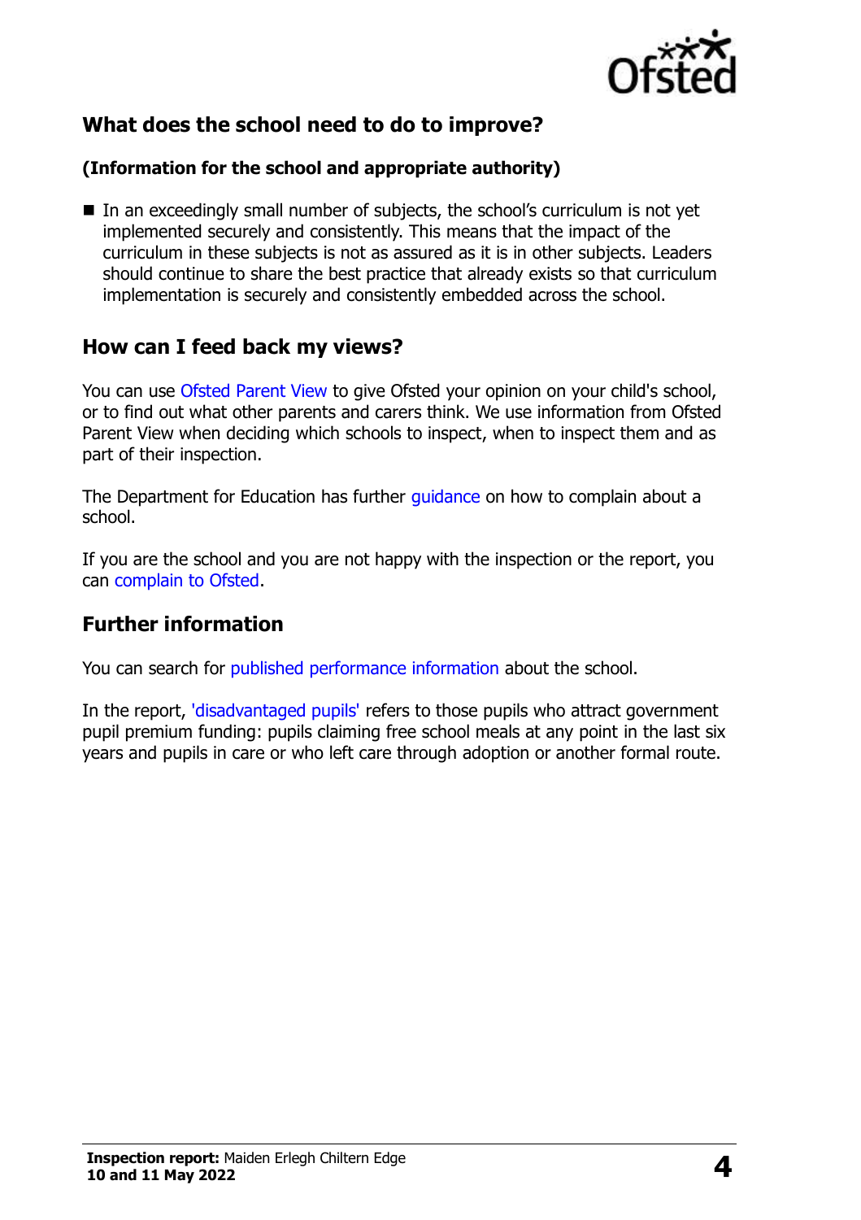## What does the school need to do to improve?

**(Information for the school and appropriate authority)**

- In an exceedingly small number of subjects, the school's curriculum is not yet implemented securely and consistently. This means that the impact of the curriculum in these subjects is not as assured as it is in other subjects. Leaders should continue to share the best practice that already exists so that curriculum implementation is securely and consistently embedded across the school.

## How can I feed back my views?

You can use Ofsted Parent View to give Ofsted your opinion on your child's school, or to find out what other parents and carers think. We use information from Ofsted Parent View when deciding which schools to inspect, when to inspect them and as part of their inspection.

The Department for Education has further guidance on how to complain about a school.

If you are the school and you are not happy with the inspection or the report, you can complain to Ofsted.

## Further information

You can search for published performance information about the school.

In the report, 'disadvantaged pupils' refers to those pupils who attract government pupil premium funding: pupils claiming free school meals at any point in the last six years and pupils in care or who left care through adoption or another formal route.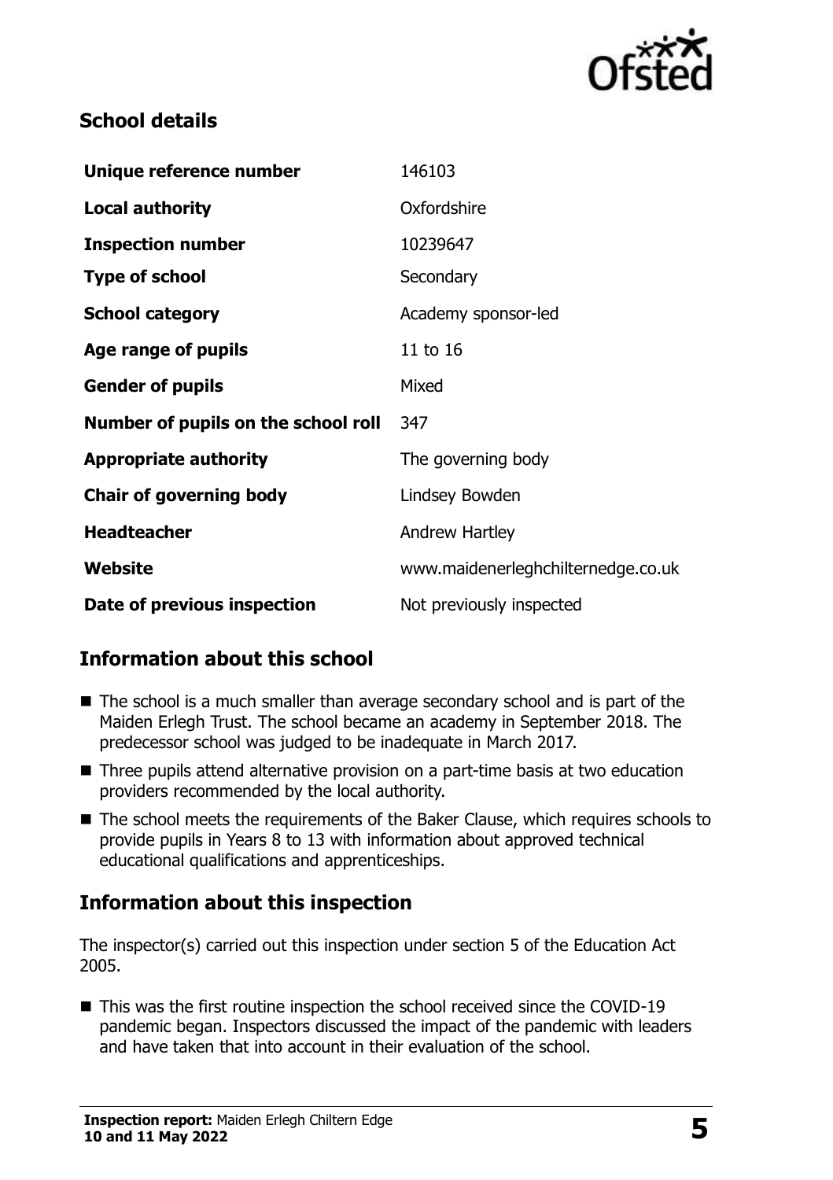## School details

| | |
|---|---|
| **Unique reference number** | 146103 |
| **Local authority** | Oxfordshire |
| **Inspection number** | 10239647 |
| **Type of school** | Secondary |
| **School category** | Academy sponsor-led |
| **Age range of pupils** | 11 to 16 |
| **Gender of pupils** | Mixed |
| **Number of pupils on the school roll** | 347 |
| **Appropriate authority** | The governing body |
| **Chair of governing body** | Lindsey Bowden |
| **Headteacher** | Andrew Hartley |
| **Website** | www.maidenerleghchilternedge.co.uk |
| **Date of previous inspection** | Not previously inspected |

## Information about this school

- The school is a much smaller than average secondary school and is part of the Maiden Erlegh Trust. The school became an academy in September 2018. The predecessor school was judged to be inadequate in March 2017.
- Three pupils attend alternative provision on a part-time basis at two education providers recommended by the local authority.
- The school meets the requirements of the Baker Clause, which requires schools to provide pupils in Years 8 to 13 with information about approved technical educational qualifications and apprenticeships.

## Information about this inspection

The inspector(s) carried out this inspection under section 5 of the Education Act 2005.

- This was the first routine inspection the school received since the COVID-19 pandemic began. Inspectors discussed the impact of the pandemic with leaders and have taken that into account in their evaluation of the school.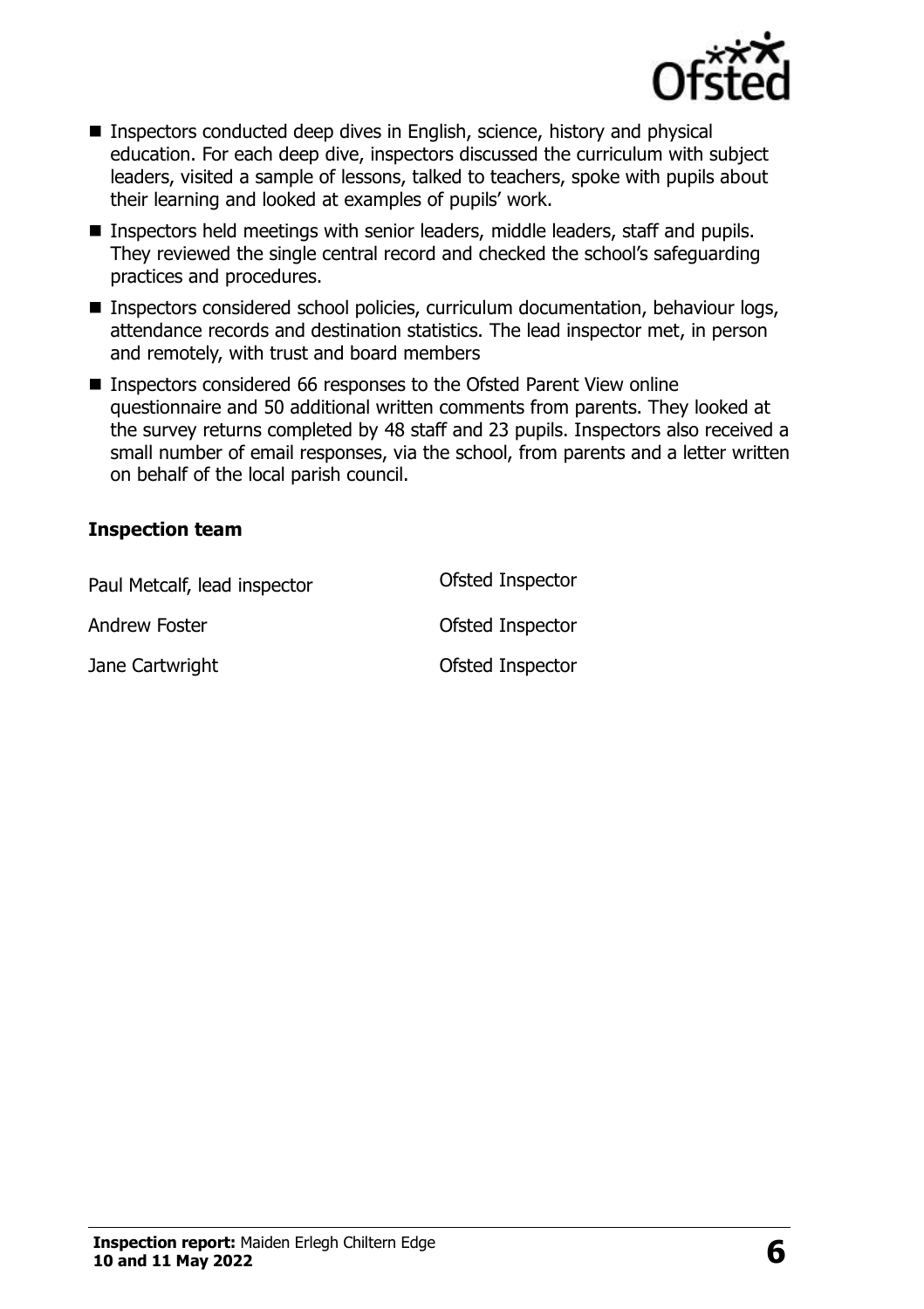- Inspectors conducted deep dives in English, science, history and physical education. For each deep dive, inspectors discussed the curriculum with subject leaders, visited a sample of lessons, talked to teachers, spoke with pupils about their learning and looked at examples of pupils' work.
- Inspectors held meetings with senior leaders, middle leaders, staff and pupils. They reviewed the single central record and checked the school's safeguarding practices and procedures.
- Inspectors considered school policies, curriculum documentation, behaviour logs, attendance records and destination statistics. The lead inspector met, in person and remotely, with trust and board members
- Inspectors considered 66 responses to the Ofsted Parent View online questionnaire and 50 additional written comments from parents. They looked at the survey returns completed by 48 staff and 23 pupils. Inspectors also received a small number of email responses, via the school, from parents and a letter written on behalf of the local parish council.

### Inspection team

| | |
|---|---|
| Paul Metcalf, lead inspector | Ofsted Inspector |
| Andrew Foster | Ofsted Inspector |
| Jane Cartwright | Ofsted Inspector |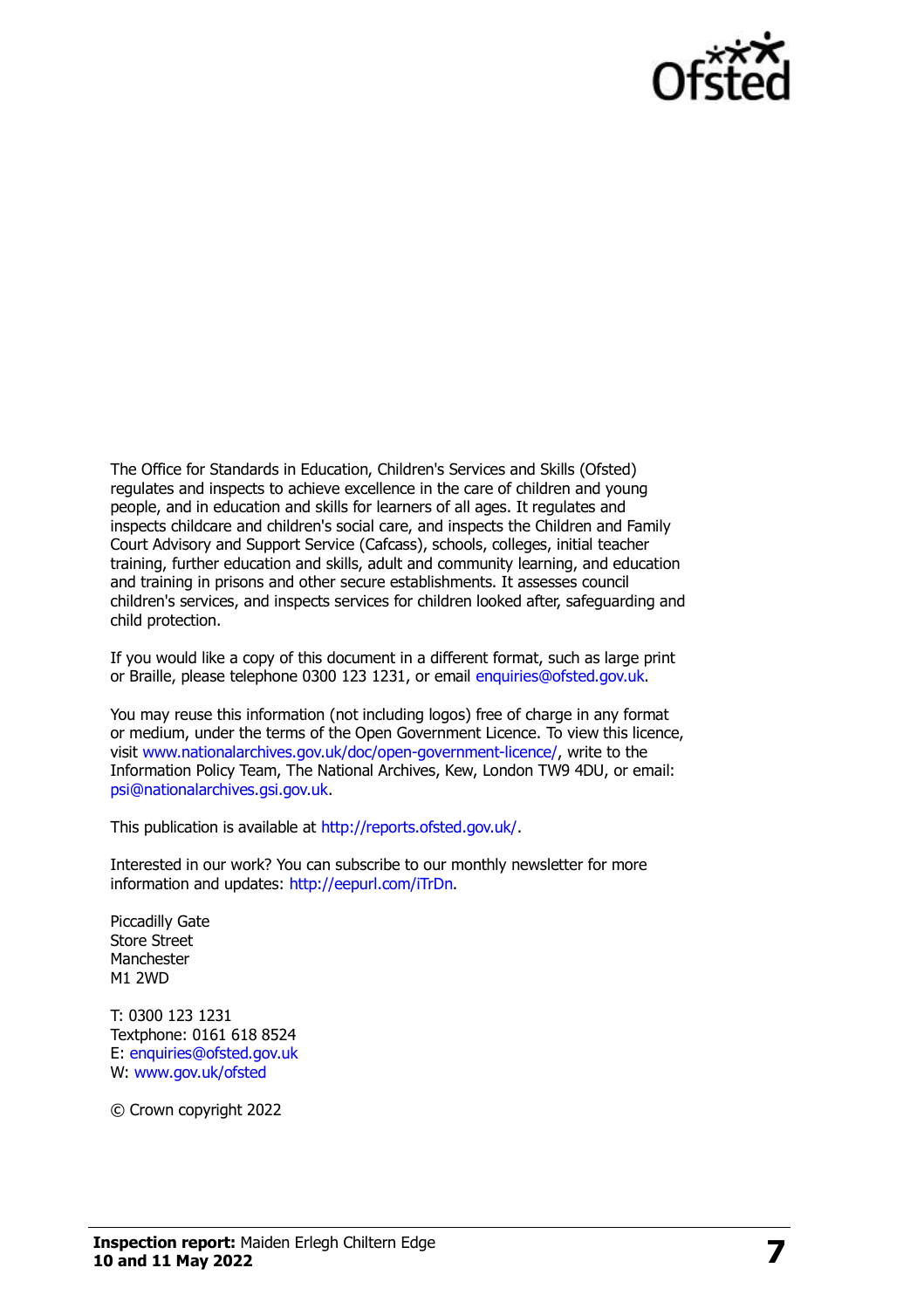The Office for Standards in Education, Children's Services and Skills (Ofsted) regulates and inspects to achieve excellence in the care of children and young people, and in education and skills for learners of all ages. It regulates and inspects childcare and children's social care, and inspects the Children and Family Court Advisory and Support Service (Cafcass), schools, colleges, initial teacher training, further education and skills, adult and community learning, and education and training in prisons and other secure establishments. It assesses council children's services, and inspects services for children looked after, safeguarding and child protection.

If you would like a copy of this document in a different format, such as large print or Braille, please telephone 0300 123 1231, or email enquiries@ofsted.gov.uk.

You may reuse this information (not including logos) free of charge in any format or medium, under the terms of the Open Government Licence. To view this licence, visit www.nationalarchives.gov.uk/doc/open-government-licence/, write to the Information Policy Team, The National Archives, Kew, London TW9 4DU, or email: psi@nationalarchives.gsi.gov.uk.

This publication is available at http://reports.ofsted.gov.uk/.

Interested in our work? You can subscribe to our monthly newsletter for more information and updates: http://eepurl.com/iTrDn.

Piccadilly Gate
Store Street
Manchester
M1 2WD

T: 0300 123 1231
Textphone: 0161 618 8524
E: enquiries@ofsted.gov.uk
W: www.gov.uk/ofsted

© Crown copyright 2022